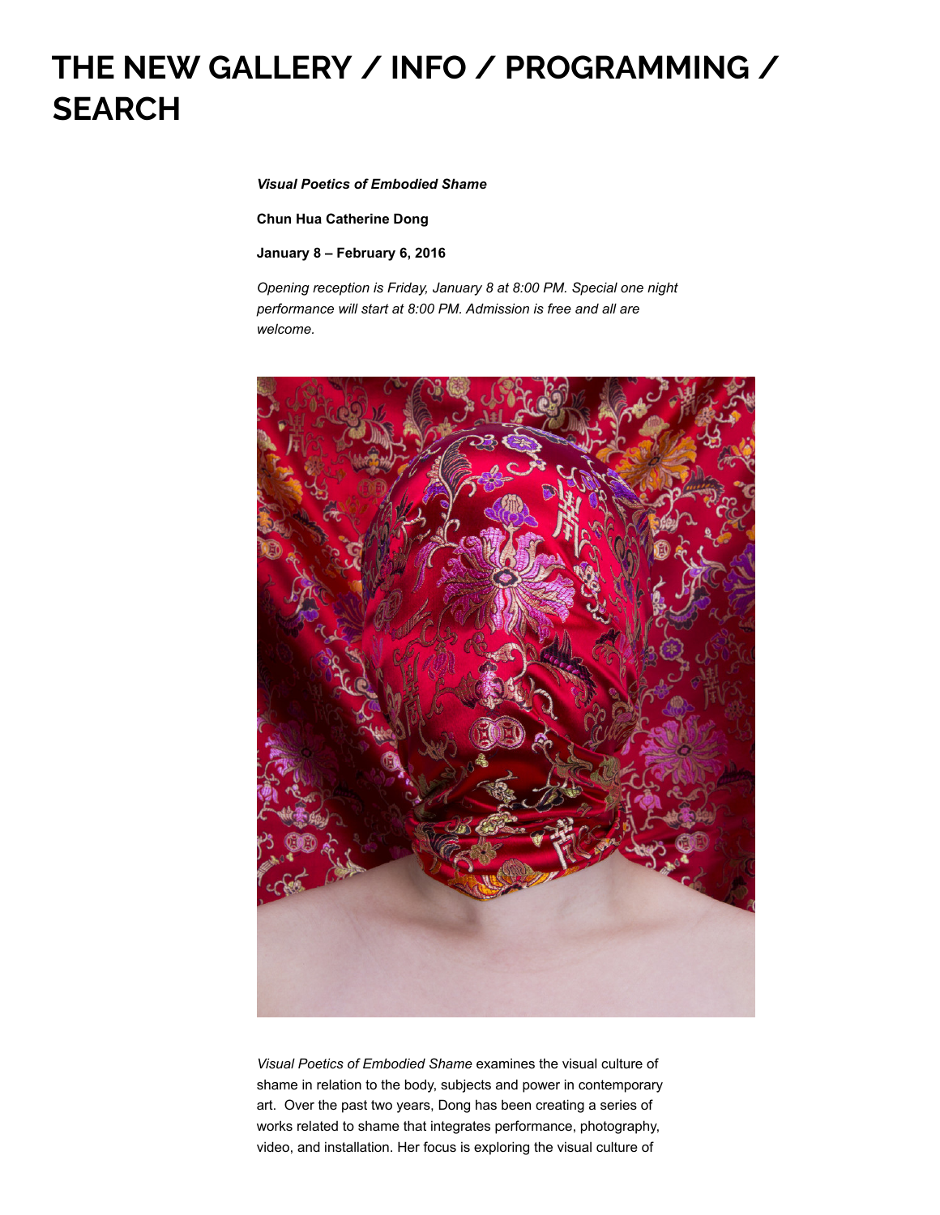# THE NEW GALLERY / INFO / PROGRAMMING / SEARCH

***Visual Poetics of Embodied Shame***

**Chun Hua Catherine Dong**

**January 8 – February 6, 2016**

*Opening reception is Friday, January 8 at 8:00 PM. Special one night performance will start at 8:00 PM. Admission is free and all are welcome.*

*Visual Poetics of Embodied Shame* examines the visual culture of shame in relation to the body, subjects and power in contemporary art. Over the past two years, Dong has been creating a series of works related to shame that integrates performance, photography, video, and installation. Her focus is exploring the visual culture of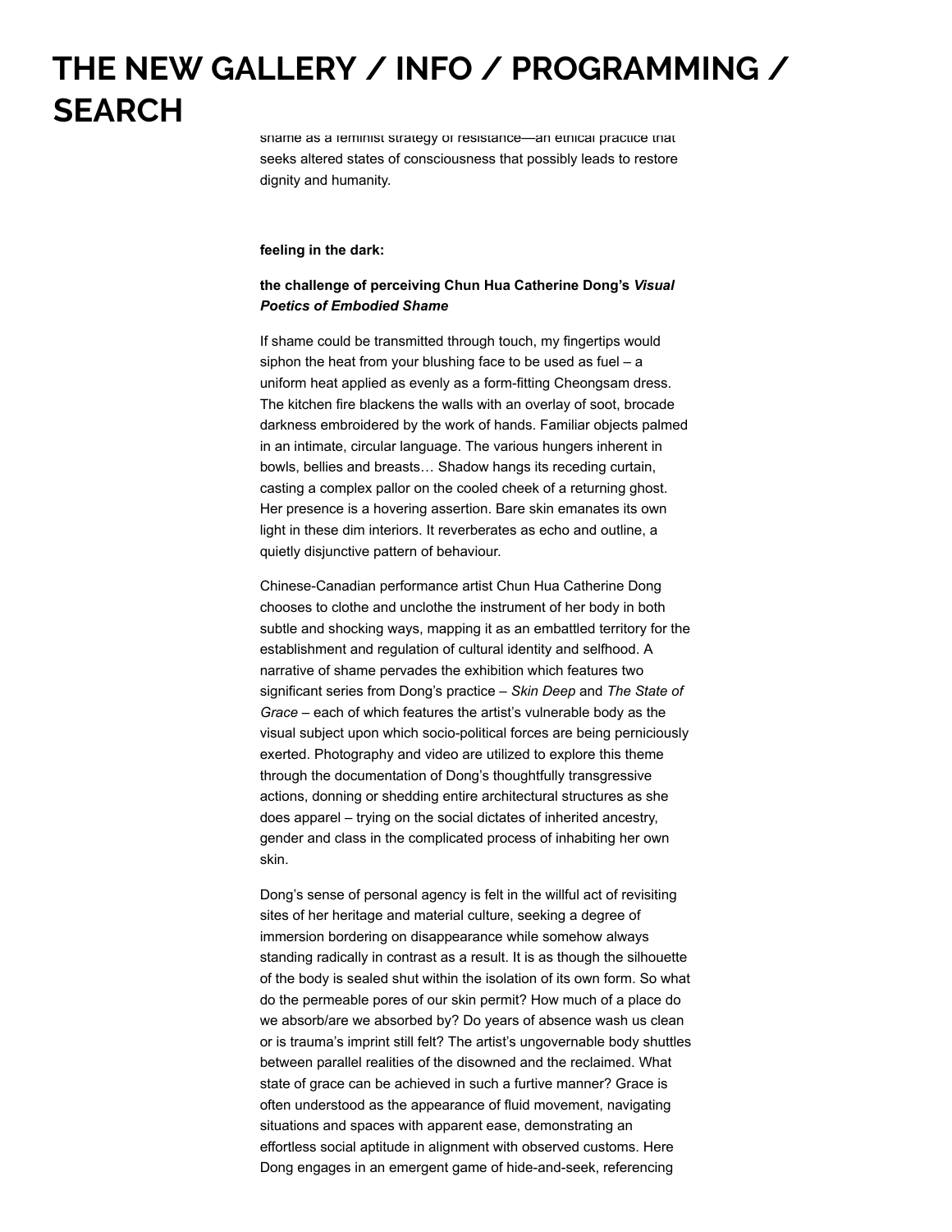shame as a feminist strategy of resistance—an ethical practice that seeks altered states of consciousness that possibly leads to restore dignity and humanity.

**feeling in the dark:**

**the challenge of perceiving Chun Hua Catherine Dong's *Visual Poetics of Embodied Shame***

If shame could be transmitted through touch, my fingertips would siphon the heat from your blushing face to be used as fuel – a uniform heat applied as evenly as a form-fitting Cheongsam dress. The kitchen fire blackens the walls with an overlay of soot, brocade darkness embroidered by the work of hands. Familiar objects palmed in an intimate, circular language. The various hungers inherent in bowls, bellies and breasts… Shadow hangs its receding curtain, casting a complex pallor on the cooled cheek of a returning ghost. Her presence is a hovering assertion. Bare skin emanates its own light in these dim interiors. It reverberates as echo and outline, a quietly disjunctive pattern of behaviour.

Chinese-Canadian performance artist Chun Hua Catherine Dong chooses to clothe and unclothe the instrument of her body in both subtle and shocking ways, mapping it as an embattled territory for the establishment and regulation of cultural identity and selfhood. A narrative of shame pervades the exhibition which features two significant series from Dong's practice – *Skin Deep* and *The State of Grace* – each of which features the artist's vulnerable body as the visual subject upon which socio-political forces are being perniciously exerted. Photography and video are utilized to explore this theme through the documentation of Dong's thoughtfully transgressive actions, donning or shedding entire architectural structures as she does apparel – trying on the social dictates of inherited ancestry, gender and class in the complicated process of inhabiting her own skin.

Dong's sense of personal agency is felt in the willful act of revisiting sites of her heritage and material culture, seeking a degree of immersion bordering on disappearance while somehow always standing radically in contrast as a result. It is as though the silhouette of the body is sealed shut within the isolation of its own form. So what do the permeable pores of our skin permit? How much of a place do we absorb/are we absorbed by? Do years of absence wash us clean or is trauma's imprint still felt? The artist's ungovernable body shuttles between parallel realities of the disowned and the reclaimed. What state of grace can be achieved in such a furtive manner? Grace is often understood as the appearance of fluid movement, navigating situations and spaces with apparent ease, demonstrating an effortless social aptitude in alignment with observed customs. Here Dong engages in an emergent game of hide-and-seek, referencing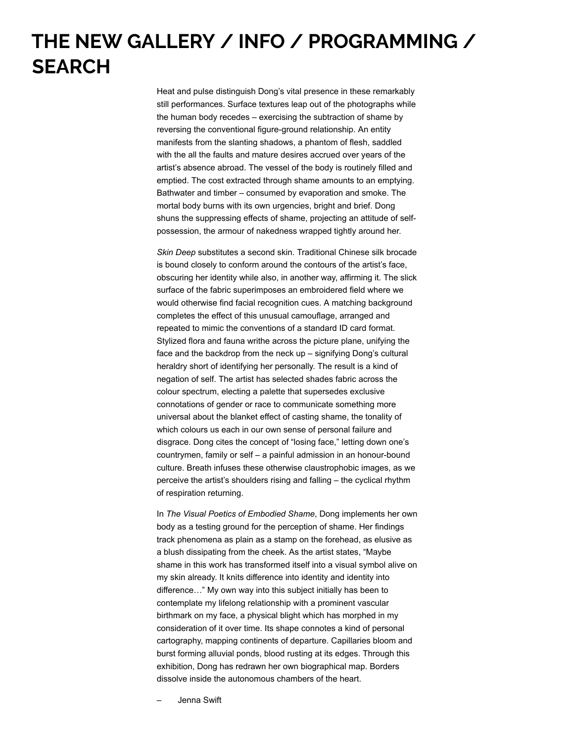Heat and pulse distinguish Dong's vital presence in these remarkably still performances. Surface textures leap out of the photographs while the human body recedes – exercising the subtraction of shame by reversing the conventional figure-ground relationship. An entity manifests from the slanting shadows, a phantom of flesh, saddled with the all the faults and mature desires accrued over years of the artist's absence abroad. The vessel of the body is routinely filled and emptied. The cost extracted through shame amounts to an emptying. Bathwater and timber – consumed by evaporation and smoke. The mortal body burns with its own urgencies, bright and brief. Dong shuns the suppressing effects of shame, projecting an attitude of self-possession, the armour of nakedness wrapped tightly around her.

*Skin Deep* substitutes a second skin. Traditional Chinese silk brocade is bound closely to conform around the contours of the artist's face, obscuring her identity while also, in another way, affirming it. The slick surface of the fabric superimposes an embroidered field where we would otherwise find facial recognition cues. A matching background completes the effect of this unusual camouflage, arranged and repeated to mimic the conventions of a standard ID card format. Stylized flora and fauna writhe across the picture plane, unifying the face and the backdrop from the neck up – signifying Dong's cultural heraldry short of identifying her personally. The result is a kind of negation of self. The artist has selected shades fabric across the colour spectrum, electing a palette that supersedes exclusive connotations of gender or race to communicate something more universal about the blanket effect of casting shame, the tonality of which colours us each in our own sense of personal failure and disgrace. Dong cites the concept of "losing face," letting down one's countrymen, family or self – a painful admission in an honour-bound culture. Breath infuses these otherwise claustrophobic images, as we perceive the artist's shoulders rising and falling – the cyclical rhythm of respiration returning.

In *The Visual Poetics of Embodied Shame*, Dong implements her own body as a testing ground for the perception of shame. Her findings track phenomena as plain as a stamp on the forehead, as elusive as a blush dissipating from the cheek. As the artist states, "Maybe shame in this work has transformed itself into a visual symbol alive on my skin already. It knits difference into identity and identity into difference…" My own way into this subject initially has been to contemplate my lifelong relationship with a prominent vascular birthmark on my face, a physical blight which has morphed in my consideration of it over time. Its shape connotes a kind of personal cartography, mapping continents of departure. Capillaries bloom and burst forming alluvial ponds, blood rusting at its edges. Through this exhibition, Dong has redrawn her own biographical map. Borders dissolve inside the autonomous chambers of the heart.

– Jenna Swift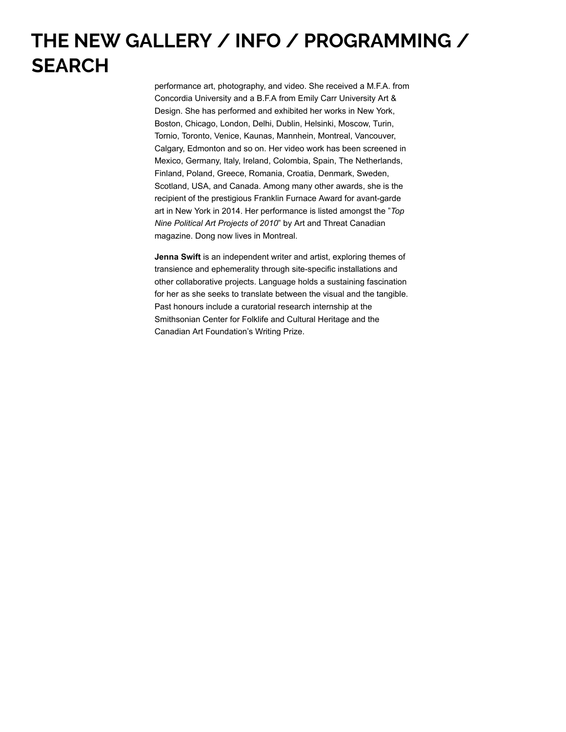performance art, photography, and video. She received a M.F.A. from Concordia University and a B.F.A from Emily Carr University Art & Design. She has performed and exhibited her works in New York, Boston, Chicago, London, Delhi, Dublin, Helsinki, Moscow, Turin, Tornio, Toronto, Venice, Kaunas, Mannhein, Montreal, Vancouver, Calgary, Edmonton and so on. Her video work has been screened in Mexico, Germany, Italy, Ireland, Colombia, Spain, The Netherlands, Finland, Poland, Greece, Romania, Croatia, Denmark, Sweden, Scotland, USA, and Canada. Among many other awards, she is the recipient of the prestigious Franklin Furnace Award for avant-garde art in New York in 2014. Her performance is listed amongst the "*Top Nine Political Art Projects of 2010*" by Art and Threat Canadian magazine. Dong now lives in Montreal.

**Jenna Swift** is an independent writer and artist, exploring themes of transience and ephemerality through site-specific installations and other collaborative projects. Language holds a sustaining fascination for her as she seeks to translate between the visual and the tangible. Past honours include a curatorial research internship at the Smithsonian Center for Folklife and Cultural Heritage and the Canadian Art Foundation's Writing Prize.